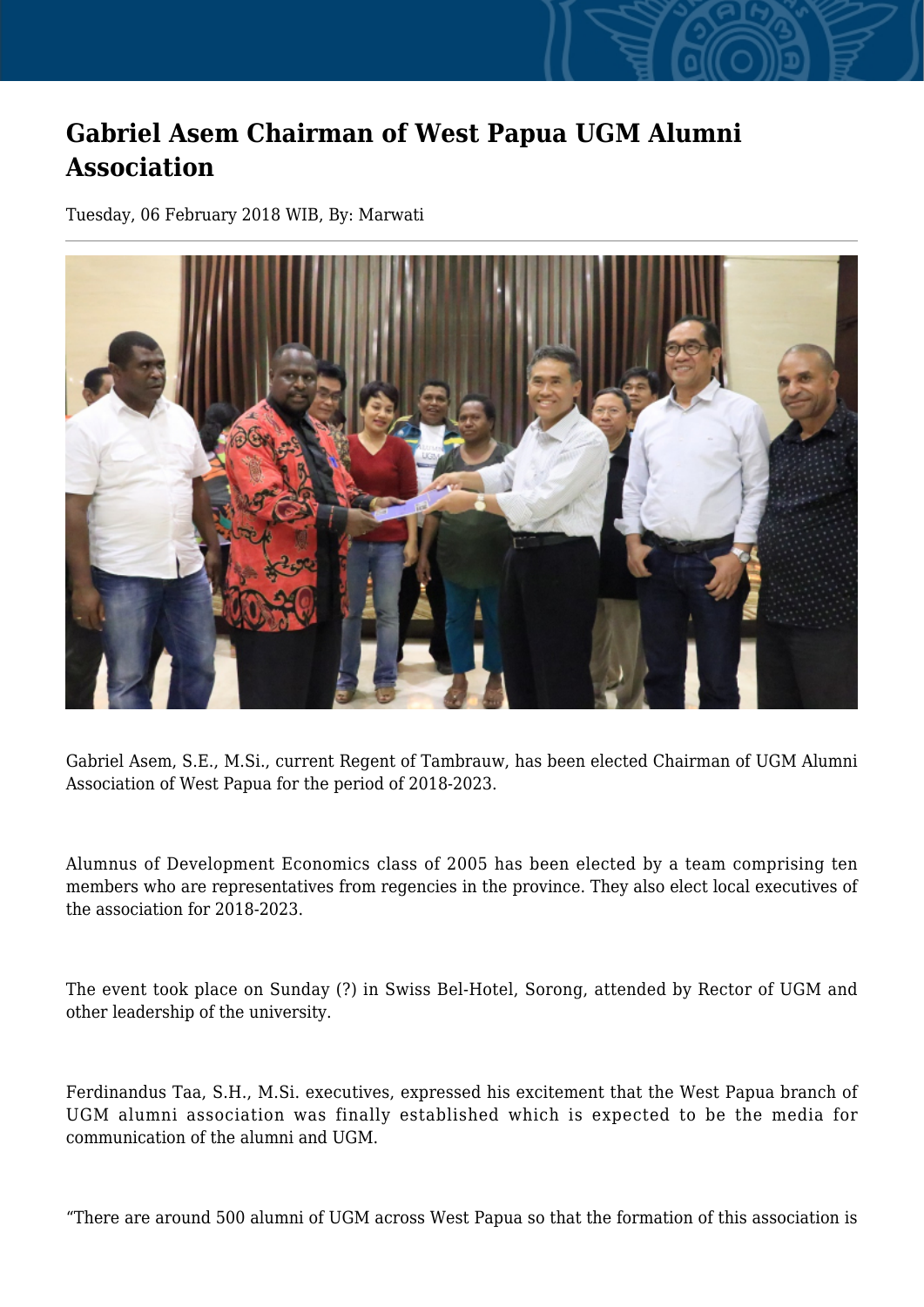# Gabriel Asem Chairman of West Papua UGM Alumni Association

Tuesday, 06 February 2018 WIB, By: Marwati

Gabriel Asem, S.E., M.Si., current Regent of Tambrauw, has been elected Chairman of UGM Alumni Association of West Papua for the period of 2018-2023.

Alumnus of Development Economics class of 2005 has been elected by a team comprising ten members who are representatives from regencies in the province. They also elect local executives of the association for 2018-2023.

The event took place on Sunday (?) in Swiss Bel-Hotel, Sorong, attended by Rector of UGM and other leadership of the university.

Ferdinandus Taa, S.H., M.Si. executives, expressed his excitement that the West Papua branch of UGM alumni association was finally established which is expected to be the media for communication of the alumni and UGM.

“There are around 500 alumni of UGM across West Papua so that the formation of this association is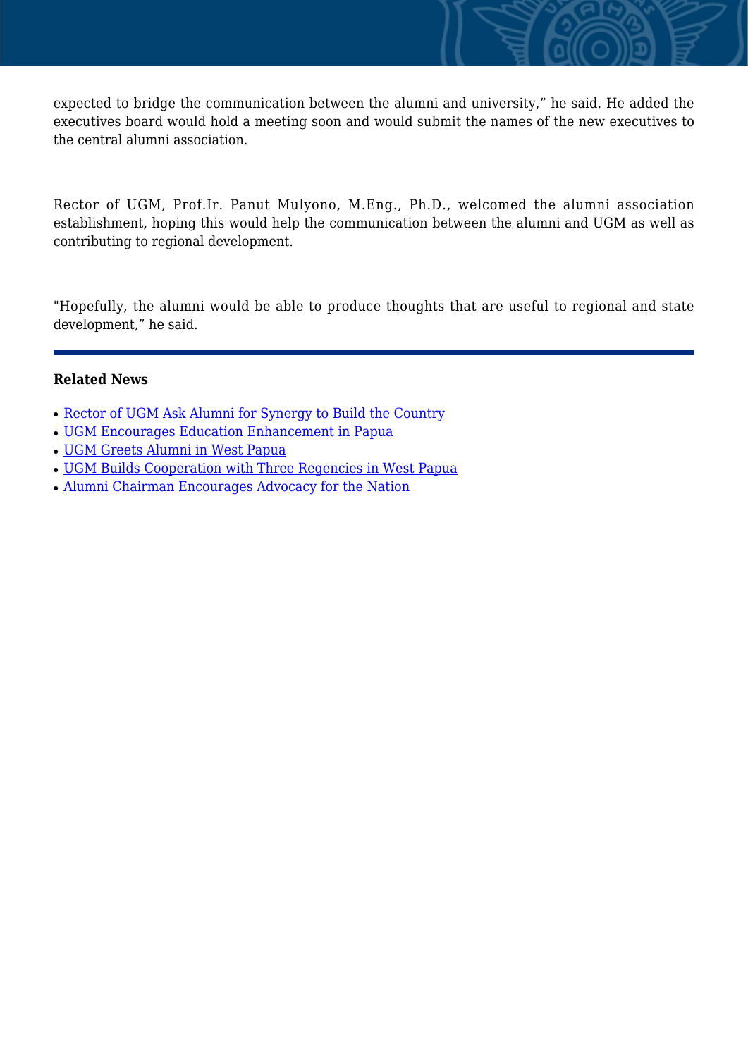expected to bridge the communication between the alumni and university," he said. He added the executives board would hold a meeting soon and would submit the names of the new executives to the central alumni association.

Rector of UGM, Prof.Ir. Panut Mulyono, M.Eng., Ph.D., welcomed the alumni association establishment, hoping this would help the communication between the alumni and UGM as well as contributing to regional development.

"Hopefully, the alumni would be able to produce thoughts that are useful to regional and state development," he said.

---

**Related News**

- Rector of UGM Ask Alumni for Synergy to Build the Country
- UGM Encourages Education Enhancement in Papua
- UGM Greets Alumni in West Papua
- UGM Builds Cooperation with Three Regencies in West Papua
- Alumni Chairman Encourages Advocacy for the Nation